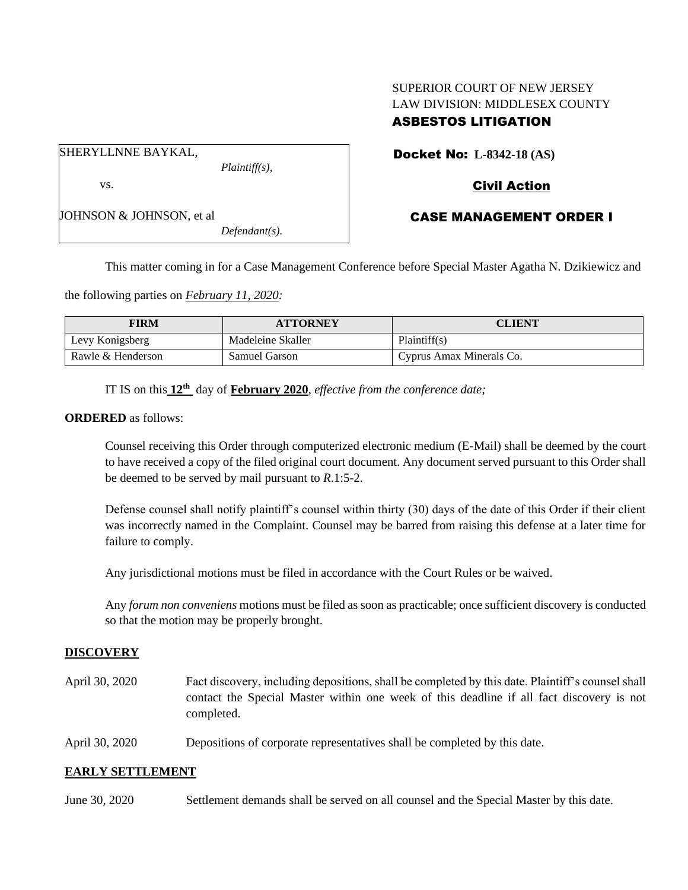SUPERIOR COURT OF NEW JERSEY
LAW DIVISION: MIDDLESEX COUNTY
**ASBESTOS LITIGATION**

SHERYLLNNE BAYKAL,
*Plaintiff(s),*

vs.

JOHNSON & JOHNSON, et al
*Defendant(s).*

**Docket No: L-8342-18 (AS)**

**Civil Action**

**CASE MANAGEMENT ORDER I**

This matter coming in for a Case Management Conference before Special Master Agatha N. Dzikiewicz and the following parties on ***February 11, 2020:***

| FIRM | ATTORNEY | CLIENT |
| --- | --- | --- |
| Levy Konigsberg | Madeleine Skaller | Plaintiff(s) |
| Rawle & Henderson | Samuel Garson | Cyprus Amax Minerals Co. |

IT IS on this **12th** day of **February 2020**, *effective from the conference date;*

**ORDERED** as follows:

Counsel receiving this Order through computerized electronic medium (E-Mail) shall be deemed by the court to have received a copy of the filed original court document. Any document served pursuant to this Order shall be deemed to be served by mail pursuant to *R*.1:5-2.

Defense counsel shall notify plaintiff's counsel within thirty (30) days of the date of this Order if their client was incorrectly named in the Complaint. Counsel may be barred from raising this defense at a later time for failure to comply.

Any jurisdictional motions must be filed in accordance with the Court Rules or be waived.

Any *forum non conveniens* motions must be filed as soon as practicable; once sufficient discovery is conducted so that the motion may be properly brought.

## DISCOVERY

April 30, 2020 — Fact discovery, including depositions, shall be completed by this date. Plaintiff's counsel shall contact the Special Master within one week of this deadline if all fact discovery is not completed.

April 30, 2020 — Depositions of corporate representatives shall be completed by this date.

## EARLY SETTLEMENT

June 30, 2020 — Settlement demands shall be served on all counsel and the Special Master by this date.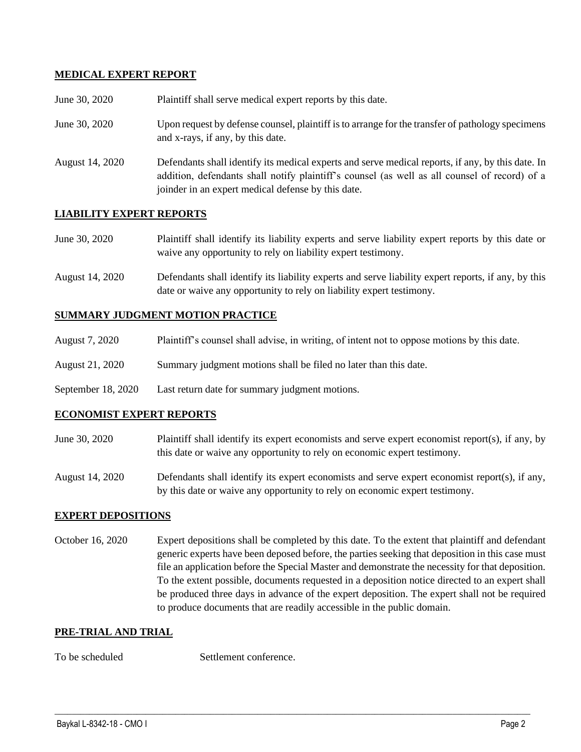**MEDICAL EXPERT REPORT**

| | |
|---|---|
| June 30, 2020 | Plaintiff shall serve medical expert reports by this date. |
| June 30, 2020 | Upon request by defense counsel, plaintiff is to arrange for the transfer of pathology specimens and x-rays, if any, by this date. |
| August 14, 2020 | Defendants shall identify its medical experts and serve medical reports, if any, by this date. In addition, defendants shall notify plaintiff's counsel (as well as all counsel of record) of a joinder in an expert medical defense by this date. |

**LIABILITY EXPERT REPORTS**

| | |
|---|---|
| June 30, 2020 | Plaintiff shall identify its liability experts and serve liability expert reports by this date or waive any opportunity to rely on liability expert testimony. |
| August 14, 2020 | Defendants shall identify its liability experts and serve liability expert reports, if any, by this date or waive any opportunity to rely on liability expert testimony. |

**SUMMARY JUDGMENT MOTION PRACTICE**

| | |
|---|---|
| August 7, 2020 | Plaintiff's counsel shall advise, in writing, of intent not to oppose motions by this date. |
| August 21, 2020 | Summary judgment motions shall be filed no later than this date. |
| September 18, 2020 | Last return date for summary judgment motions. |

**ECONOMIST EXPERT REPORTS**

| | |
|---|---|
| June 30, 2020 | Plaintiff shall identify its expert economists and serve expert economist report(s), if any, by this date or waive any opportunity to rely on economic expert testimony. |
| August 14, 2020 | Defendants shall identify its expert economists and serve expert economist report(s), if any, by this date or waive any opportunity to rely on economic expert testimony. |

**EXPERT DEPOSITIONS**

| | |
|---|---|
| October 16, 2020 | Expert depositions shall be completed by this date. To the extent that plaintiff and defendant generic experts have been deposed before, the parties seeking that deposition in this case must file an application before the Special Master and demonstrate the necessity for that deposition. To the extent possible, documents requested in a deposition notice directed to an expert shall be produced three days in advance of the expert deposition. The expert shall not be required to produce documents that are readily accessible in the public domain. |

**PRE-TRIAL AND TRIAL**

| | |
|---|---|
| To be scheduled | Settlement conference. |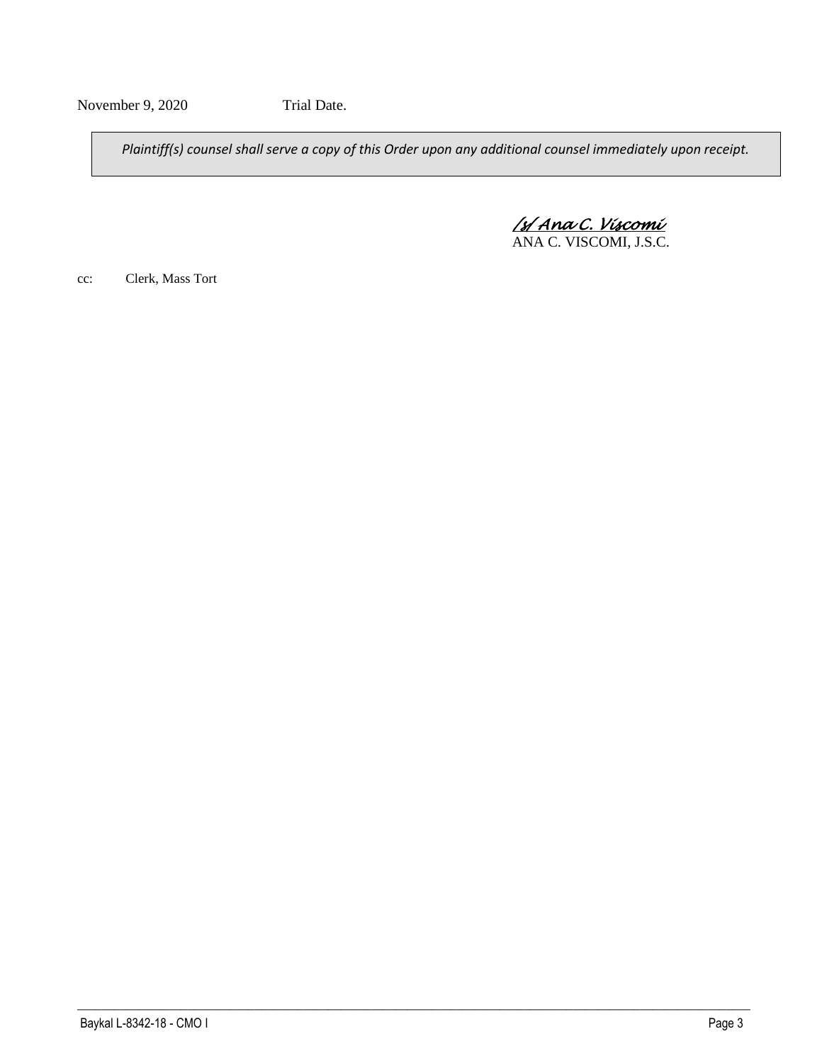November 9, 2020 Trial Date.

*Plaintiff(s) counsel shall serve a copy of this Order upon any additional counsel immediately upon receipt.*

*/s/ Ana C. Viscomi*
ANA C. VISCOMI, J.S.C.

cc: Clerk, Mass Tort